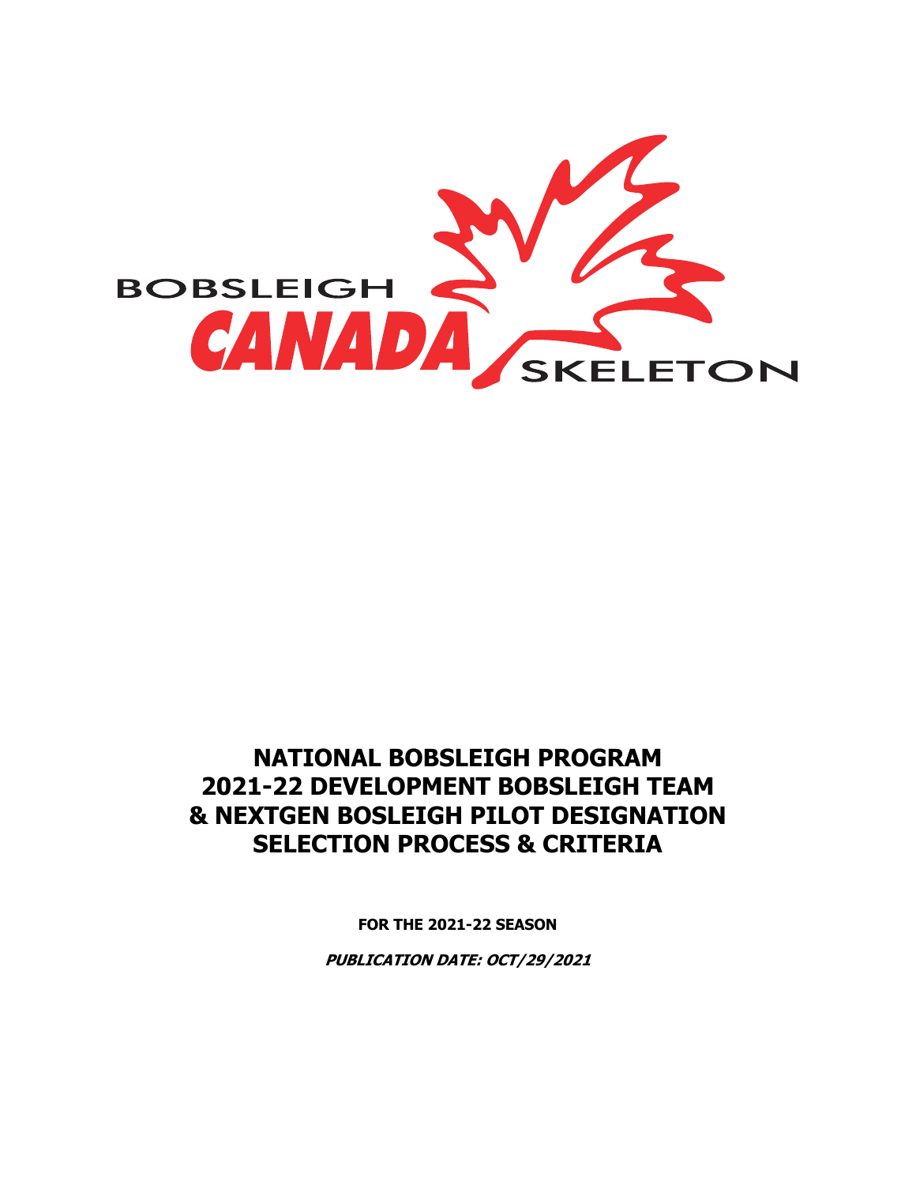BOBSLEIGH CANADA SKELETON

# NATIONAL BOBSLEIGH PROGRAM
# 2021-22 DEVELOPMENT BOBSLEIGH TEAM
# & NEXTGEN BOSLEIGH PILOT DESIGNATION
# SELECTION PROCESS & CRITERIA

**FOR THE 2021-22 SEASON**

***PUBLICATION DATE: OCT/29/2021***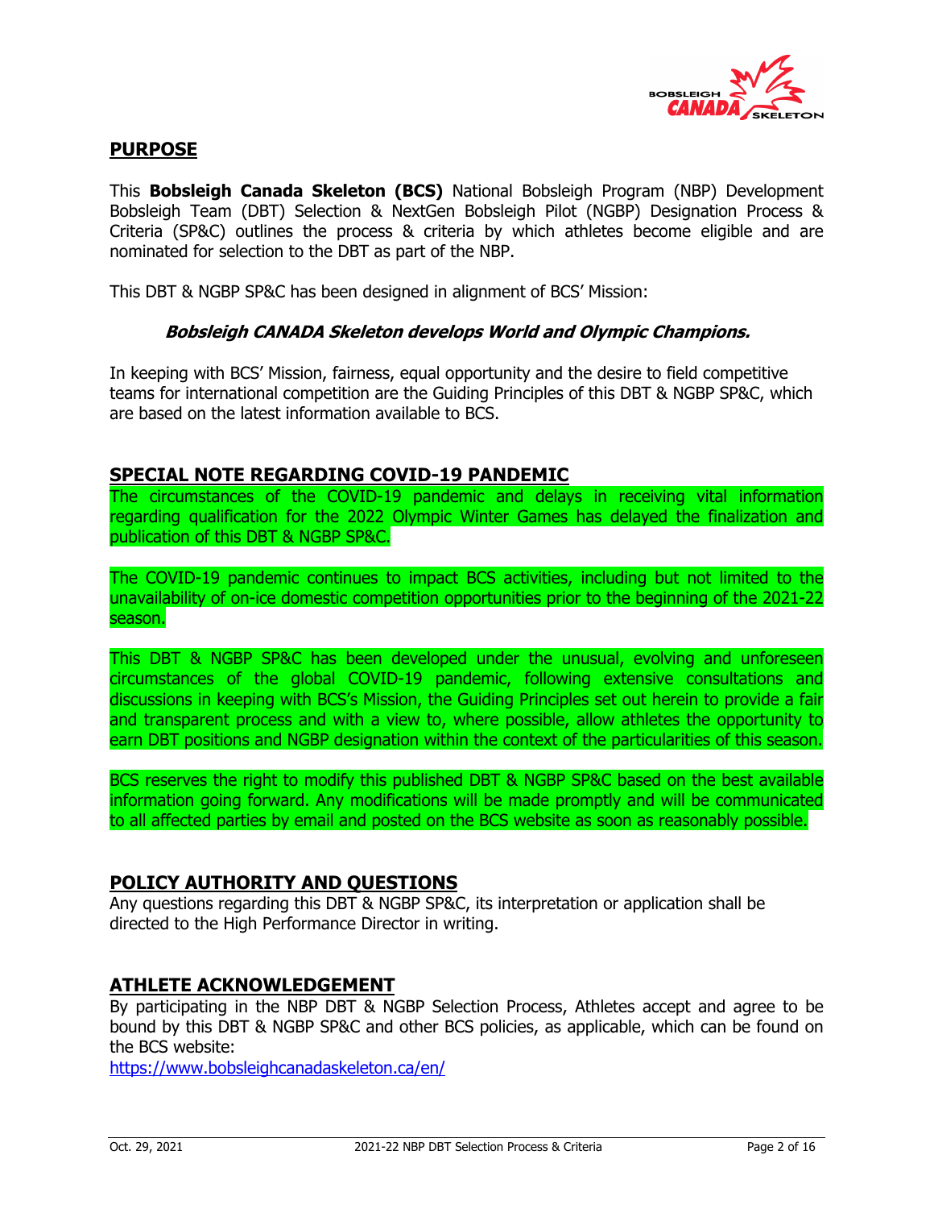## PURPOSE

This **Bobsleigh Canada Skeleton (BCS)** National Bobsleigh Program (NBP) Development Bobsleigh Team (DBT) Selection & NextGen Bobsleigh Pilot (NGBP) Designation Process & Criteria (SP&C) outlines the process & criteria by which athletes become eligible and are nominated for selection to the DBT as part of the NBP.

This DBT & NGBP SP&C has been designed in alignment of BCS' Mission:

***Bobsleigh CANADA Skeleton develops World and Olympic Champions.***

In keeping with BCS' Mission, fairness, equal opportunity and the desire to field competitive teams for international competition are the Guiding Principles of this DBT & NGBP SP&C, which are based on the latest information available to BCS.

## SPECIAL NOTE REGARDING COVID-19 PANDEMIC

The circumstances of the COVID-19 pandemic and delays in receiving vital information regarding qualification for the 2022 Olympic Winter Games has delayed the finalization and publication of this DBT & NGBP SP&C.

The COVID-19 pandemic continues to impact BCS activities, including but not limited to the unavailability of on-ice domestic competition opportunities prior to the beginning of the 2021-22 season.

This DBT & NGBP SP&C has been developed under the unusual, evolving and unforeseen circumstances of the global COVID-19 pandemic, following extensive consultations and discussions in keeping with BCS's Mission, the Guiding Principles set out herein to provide a fair and transparent process and with a view to, where possible, allow athletes the opportunity to earn DBT positions and NGBP designation within the context of the particularities of this season.

BCS reserves the right to modify this published DBT & NGBP SP&C based on the best available information going forward. Any modifications will be made promptly and will be communicated to all affected parties by email and posted on the BCS website as soon as reasonably possible.

## POLICY AUTHORITY AND QUESTIONS

Any questions regarding this DBT & NGBP SP&C, its interpretation or application shall be directed to the High Performance Director in writing.

## ATHLETE ACKNOWLEDGEMENT

By participating in the NBP DBT & NGBP Selection Process, Athletes accept and agree to be bound by this DBT & NGBP SP&C and other BCS policies, as applicable, which can be found on the BCS website:
https://www.bobsleighcanadaskeleton.ca/en/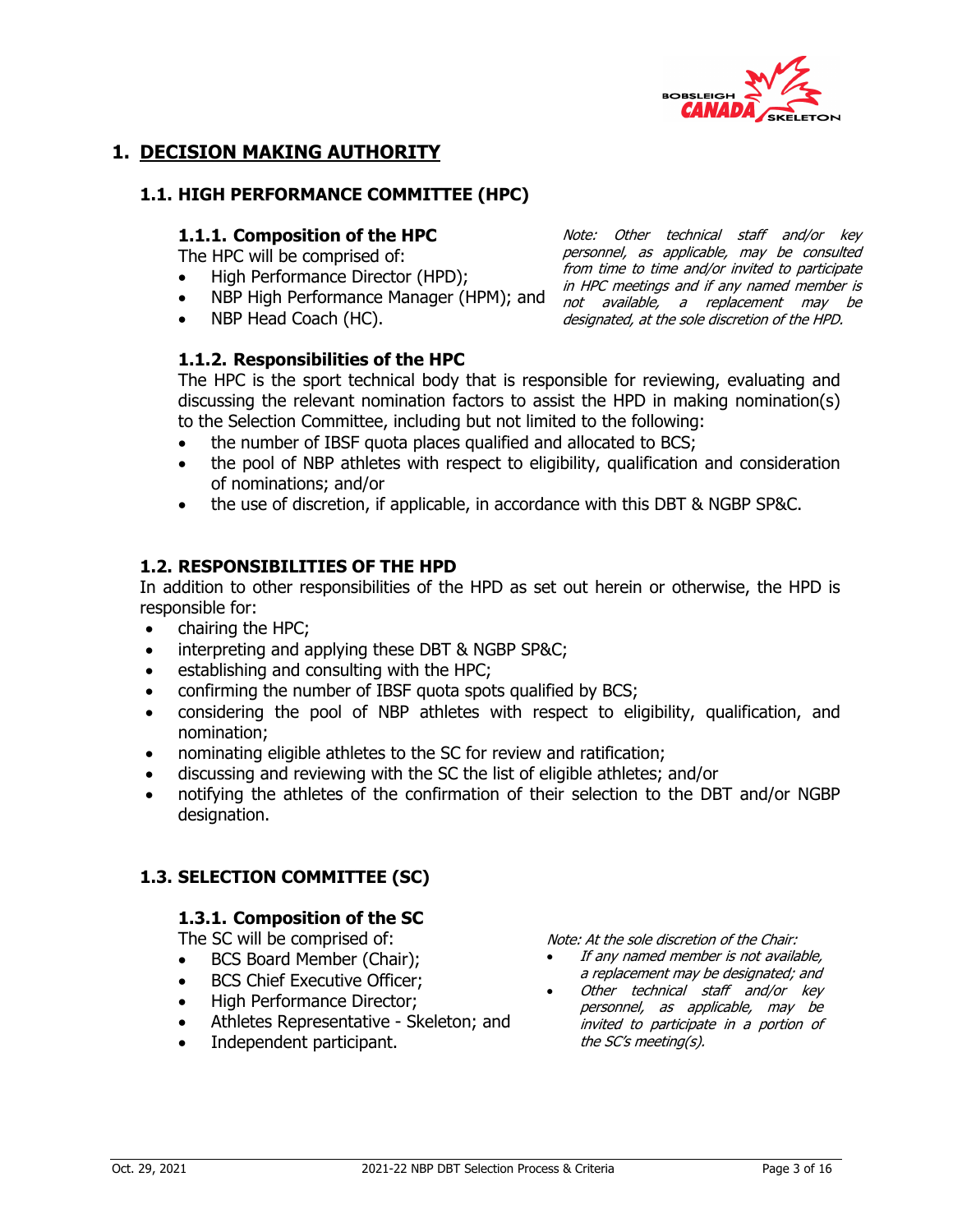# 1. DECISION MAKING AUTHORITY

## 1.1. HIGH PERFORMANCE COMMITTEE (HPC)

### 1.1.1. Composition of the HPC

The HPC will be comprised of:

- High Performance Director (HPD);
- NBP High Performance Manager (HPM); and
- NBP Head Coach (HC).

*Note: Other technical staff and/or key personnel, as applicable, may be consulted from time to time and/or invited to participate in HPC meetings and if any named member is not available, a replacement may be designated, at the sole discretion of the HPD.*

### 1.1.2. Responsibilities of the HPC

The HPC is the sport technical body that is responsible for reviewing, evaluating and discussing the relevant nomination factors to assist the HPD in making nomination(s) to the Selection Committee, including but not limited to the following:

- the number of IBSF quota places qualified and allocated to BCS;
- the pool of NBP athletes with respect to eligibility, qualification and consideration of nominations; and/or
- the use of discretion, if applicable, in accordance with this DBT & NGBP SP&C.

## 1.2. RESPONSIBILITIES OF THE HPD

In addition to other responsibilities of the HPD as set out herein or otherwise, the HPD is responsible for:

- chairing the HPC;
- interpreting and applying these DBT & NGBP SP&C;
- establishing and consulting with the HPC;
- confirming the number of IBSF quota spots qualified by BCS;
- considering the pool of NBP athletes with respect to eligibility, qualification, and nomination;
- nominating eligible athletes to the SC for review and ratification;
- discussing and reviewing with the SC the list of eligible athletes; and/or
- notifying the athletes of the confirmation of their selection to the DBT and/or NGBP designation.

## 1.3. SELECTION COMMITTEE (SC)

### 1.3.1. Composition of the SC

The SC will be comprised of:

- BCS Board Member (Chair);
- BCS Chief Executive Officer;
- High Performance Director;
- Athletes Representative - Skeleton; and
- Independent participant.

*Note: At the sole discretion of the Chair:*

- *If any named member is not available, a replacement may be designated; and*
- *Other technical staff and/or key personnel, as applicable, may be invited to participate in a portion of the SC's meeting(s).*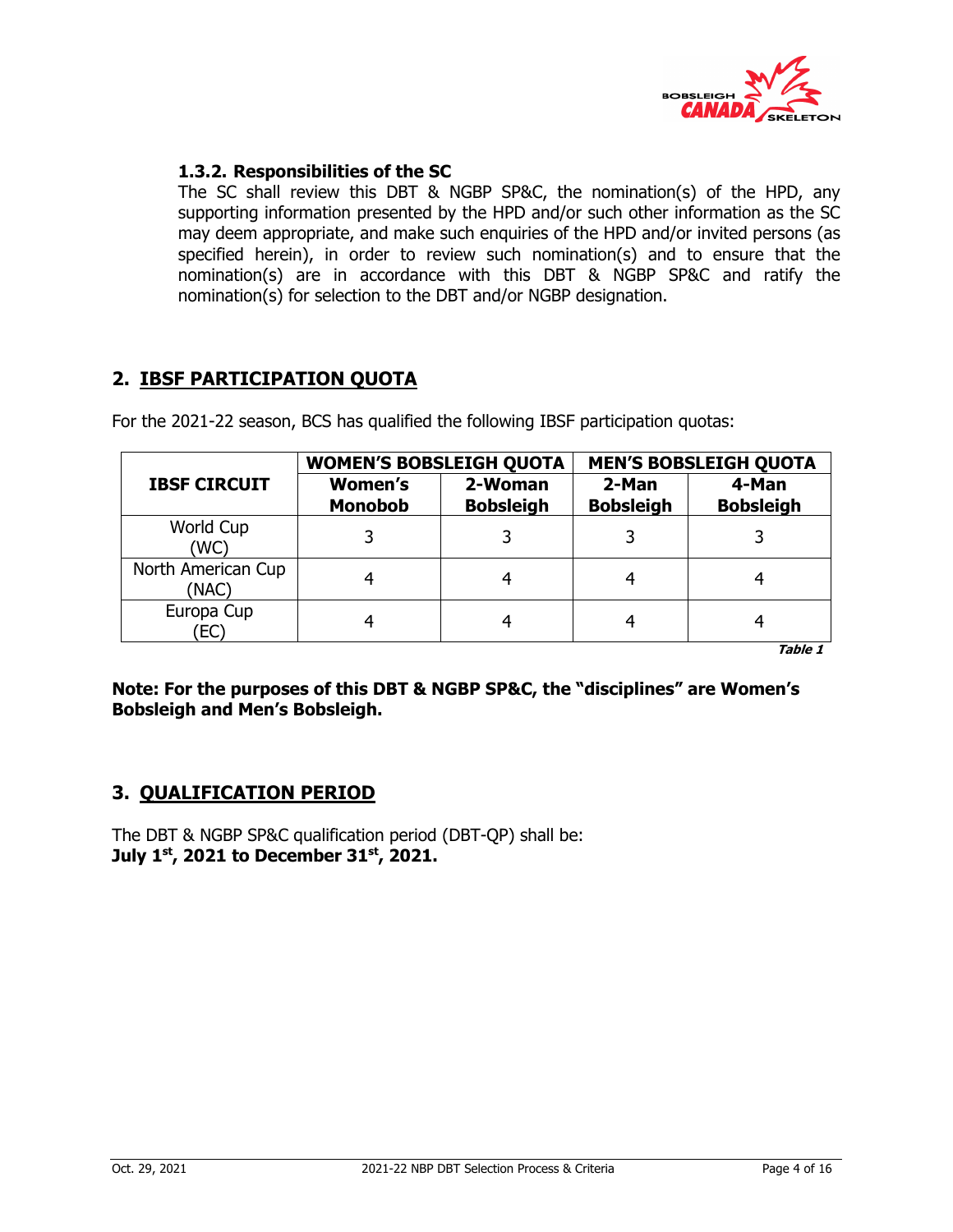#### 1.3.2. Responsibilities of the SC

The SC shall review this DBT & NGBP SP&C, the nomination(s) of the HPD, any supporting information presented by the HPD and/or such other information as the SC may deem appropriate, and make such enquiries of the HPD and/or invited persons (as specified herein), in order to review such nomination(s) and to ensure that the nomination(s) are in accordance with this DBT & NGBP SP&C and ratify the nomination(s) for selection to the DBT and/or NGBP designation.

## 2. IBSF PARTICIPATION QUOTA

For the 2021-22 season, BCS has qualified the following IBSF participation quotas:

| IBSF CIRCUIT | WOMEN'S BOBSLEIGH QUOTA | | MEN'S BOBSLEIGH QUOTA | |
|---|---|---|---|---|
| | Women's Monobob | 2-Woman Bobsleigh | 2-Man Bobsleigh | 4-Man Bobsleigh |
| World Cup (WC) | 3 | 3 | 3 | 3 |
| North American Cup (NAC) | 4 | 4 | 4 | 4 |
| Europa Cup (EC) | 4 | 4 | 4 | 4 |

*Table 1*

**Note: For the purposes of this DBT & NGBP SP&C, the "disciplines" are Women's Bobsleigh and Men's Bobsleigh.**

## 3. QUALIFICATION PERIOD

The DBT & NGBP SP&C qualification period (DBT-QP) shall be:
**July 1st, 2021 to December 31st, 2021.**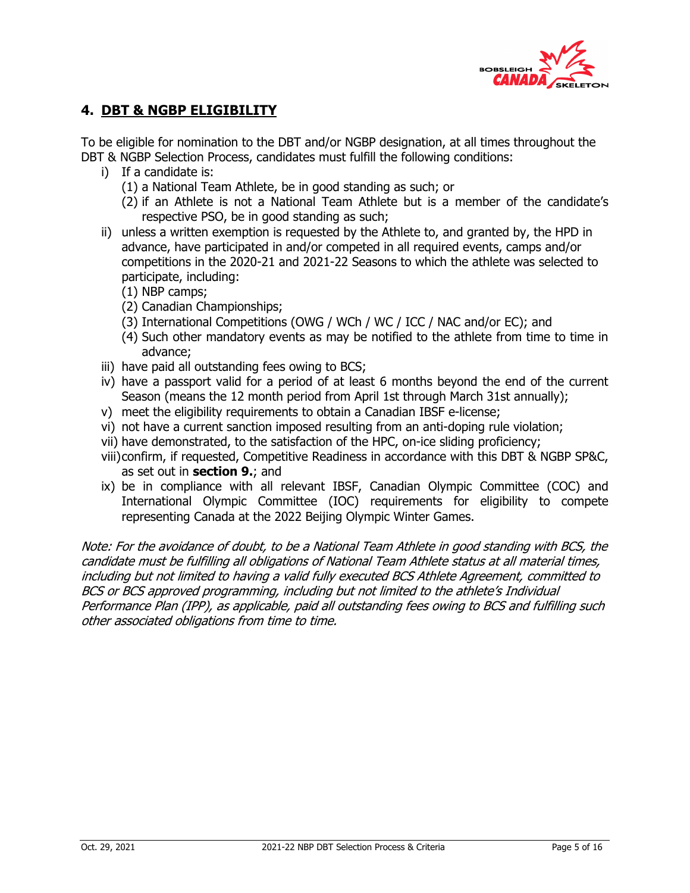## 4. DBT & NGBP ELIGIBILITY

To be eligible for nomination to the DBT and/or NGBP designation, at all times throughout the DBT & NGBP Selection Process, candidates must fulfill the following conditions:

i) If a candidate is:
   (1) a National Team Athlete, be in good standing as such; or
   (2) if an Athlete is not a National Team Athlete but is a member of the candidate's respective PSO, be in good standing as such;

ii) unless a written exemption is requested by the Athlete to, and granted by, the HPD in advance, have participated in and/or competed in all required events, camps and/or competitions in the 2020-21 and 2021-22 Seasons to which the athlete was selected to participate, including:
   (1) NBP camps;
   (2) Canadian Championships;
   (3) International Competitions (OWG / WCh / WC / ICC / NAC and/or EC); and
   (4) Such other mandatory events as may be notified to the athlete from time to time in advance;

iii) have paid all outstanding fees owing to BCS;

iv) have a passport valid for a period of at least 6 months beyond the end of the current Season (means the 12 month period from April 1st through March 31st annually);

v) meet the eligibility requirements to obtain a Canadian IBSF e-license;

vi) not have a current sanction imposed resulting from an anti-doping rule violation;

vii) have demonstrated, to the satisfaction of the HPC, on-ice sliding proficiency;

viii) confirm, if requested, Competitive Readiness in accordance with this DBT & NGBP SP&C, as set out in **section 9.**; and

ix) be in compliance with all relevant IBSF, Canadian Olympic Committee (COC) and International Olympic Committee (IOC) requirements for eligibility to compete representing Canada at the 2022 Beijing Olympic Winter Games.

*Note: For the avoidance of doubt, to be a National Team Athlete in good standing with BCS, the candidate must be fulfilling all obligations of National Team Athlete status at all material times, including but not limited to having a valid fully executed BCS Athlete Agreement, committed to BCS or BCS approved programming, including but not limited to the athlete's Individual Performance Plan (IPP), as applicable, paid all outstanding fees owing to BCS and fulfilling such other associated obligations from time to time.*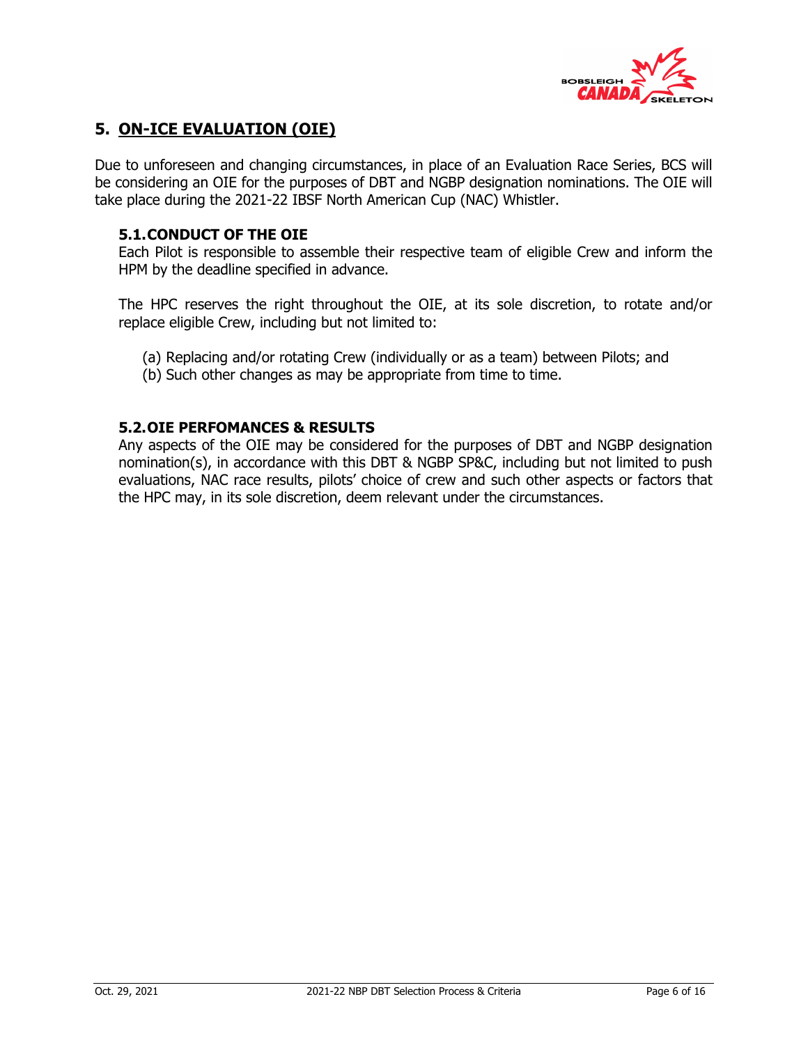# 5. ON-ICE EVALUATION (OIE)

Due to unforeseen and changing circumstances, in place of an Evaluation Race Series, BCS will be considering an OIE for the purposes of DBT and NGBP designation nominations. The OIE will take place during the 2021-22 IBSF North American Cup (NAC) Whistler.

## 5.1. CONDUCT OF THE OIE

Each Pilot is responsible to assemble their respective team of eligible Crew and inform the HPM by the deadline specified in advance.

The HPC reserves the right throughout the OIE, at its sole discretion, to rotate and/or replace eligible Crew, including but not limited to:

(a) Replacing and/or rotating Crew (individually or as a team) between Pilots; and
(b) Such other changes as may be appropriate from time to time.

## 5.2. OIE PERFOMANCES & RESULTS

Any aspects of the OIE may be considered for the purposes of DBT and NGBP designation nomination(s), in accordance with this DBT & NGBP SP&C, including but not limited to push evaluations, NAC race results, pilots' choice of crew and such other aspects or factors that the HPC may, in its sole discretion, deem relevant under the circumstances.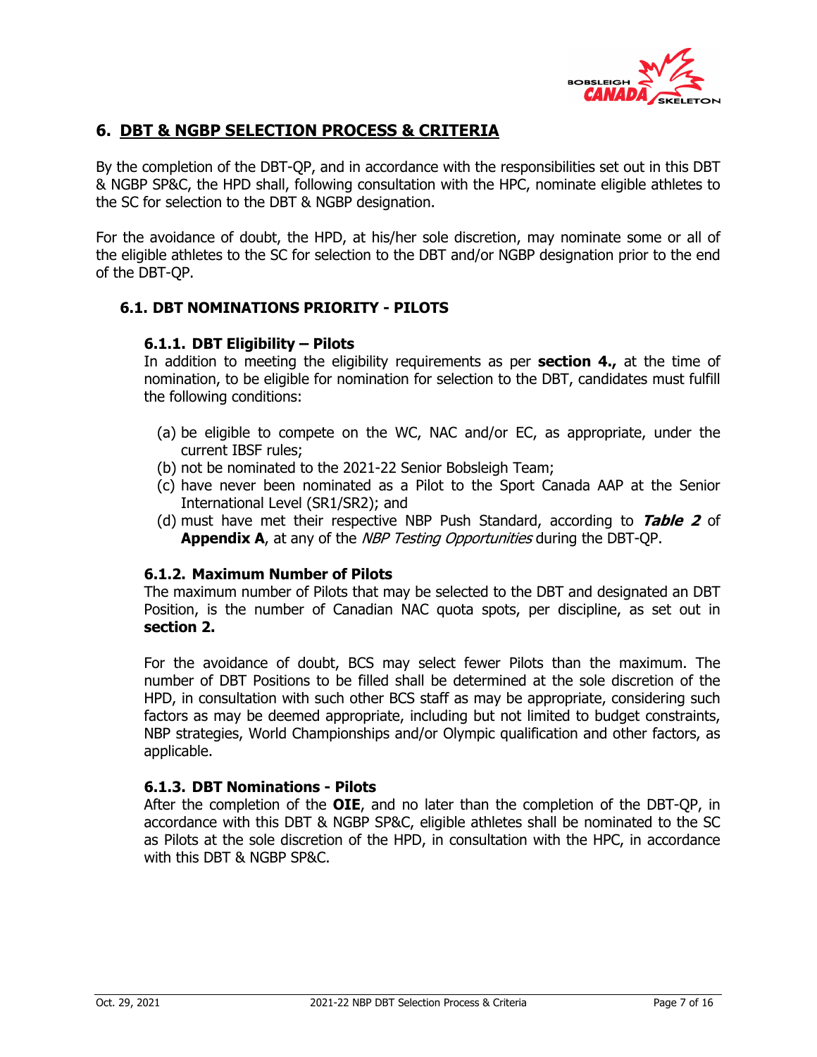## 6. DBT & NGBP SELECTION PROCESS & CRITERIA

By the completion of the DBT-QP, and in accordance with the responsibilities set out in this DBT & NGBP SP&C, the HPD shall, following consultation with the HPC, nominate eligible athletes to the SC for selection to the DBT & NGBP designation.

For the avoidance of doubt, the HPD, at his/her sole discretion, may nominate some or all of the eligible athletes to the SC for selection to the DBT and/or NGBP designation prior to the end of the DBT-QP.

### 6.1. DBT NOMINATIONS PRIORITY - PILOTS

#### 6.1.1. DBT Eligibility – Pilots

In addition to meeting the eligibility requirements as per **section 4.,** at the time of nomination, to be eligible for nomination for selection to the DBT, candidates must fulfill the following conditions:

(a) be eligible to compete on the WC, NAC and/or EC, as appropriate, under the current IBSF rules;
(b) not be nominated to the 2021-22 Senior Bobsleigh Team;
(c) have never been nominated as a Pilot to the Sport Canada AAP at the Senior International Level (SR1/SR2); and
(d) must have met their respective NBP Push Standard, according to ***Table 2*** of **Appendix A**, at any of the *NBP Testing Opportunities* during the DBT-QP.

#### 6.1.2. Maximum Number of Pilots

The maximum number of Pilots that may be selected to the DBT and designated an DBT Position, is the number of Canadian NAC quota spots, per discipline, as set out in **section 2.**

For the avoidance of doubt, BCS may select fewer Pilots than the maximum. The number of DBT Positions to be filled shall be determined at the sole discretion of the HPD, in consultation with such other BCS staff as may be appropriate, considering such factors as may be deemed appropriate, including but not limited to budget constraints, NBP strategies, World Championships and/or Olympic qualification and other factors, as applicable.

#### 6.1.3. DBT Nominations - Pilots

After the completion of the **OIE**, and no later than the completion of the DBT-QP, in accordance with this DBT & NGBP SP&C, eligible athletes shall be nominated to the SC as Pilots at the sole discretion of the HPD, in consultation with the HPC, in accordance with this DBT & NGBP SP&C.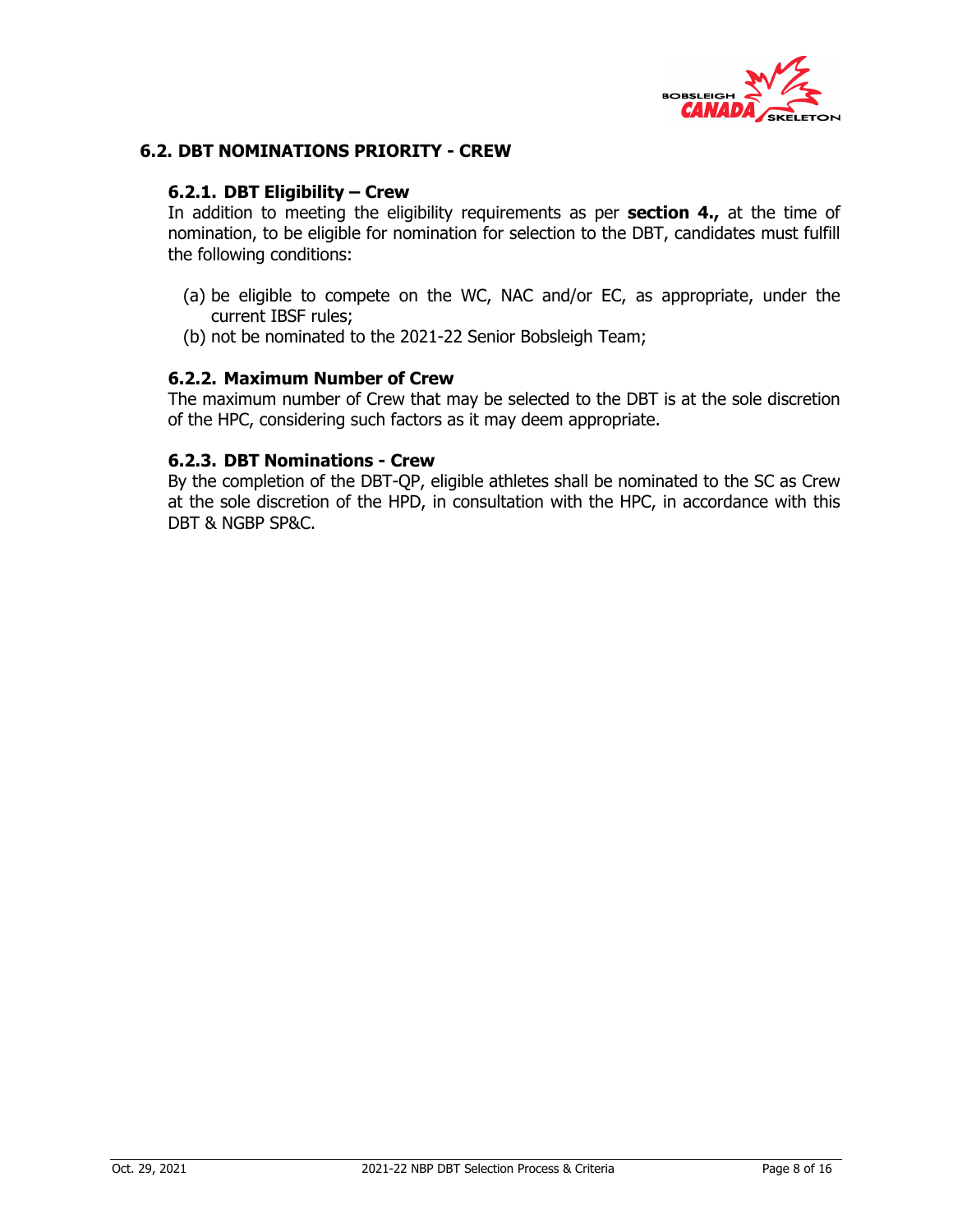## 6.2. DBT NOMINATIONS PRIORITY - CREW

### 6.2.1. DBT Eligibility – Crew

In addition to meeting the eligibility requirements as per **section 4.,** at the time of nomination, to be eligible for nomination for selection to the DBT, candidates must fulfill the following conditions:

(a) be eligible to compete on the WC, NAC and/or EC, as appropriate, under the current IBSF rules;
(b) not be nominated to the 2021-22 Senior Bobsleigh Team;

### 6.2.2. Maximum Number of Crew

The maximum number of Crew that may be selected to the DBT is at the sole discretion of the HPC, considering such factors as it may deem appropriate.

### 6.2.3. DBT Nominations - Crew

By the completion of the DBT-QP, eligible athletes shall be nominated to the SC as Crew at the sole discretion of the HPD, in consultation with the HPC, in accordance with this DBT & NGBP SP&C.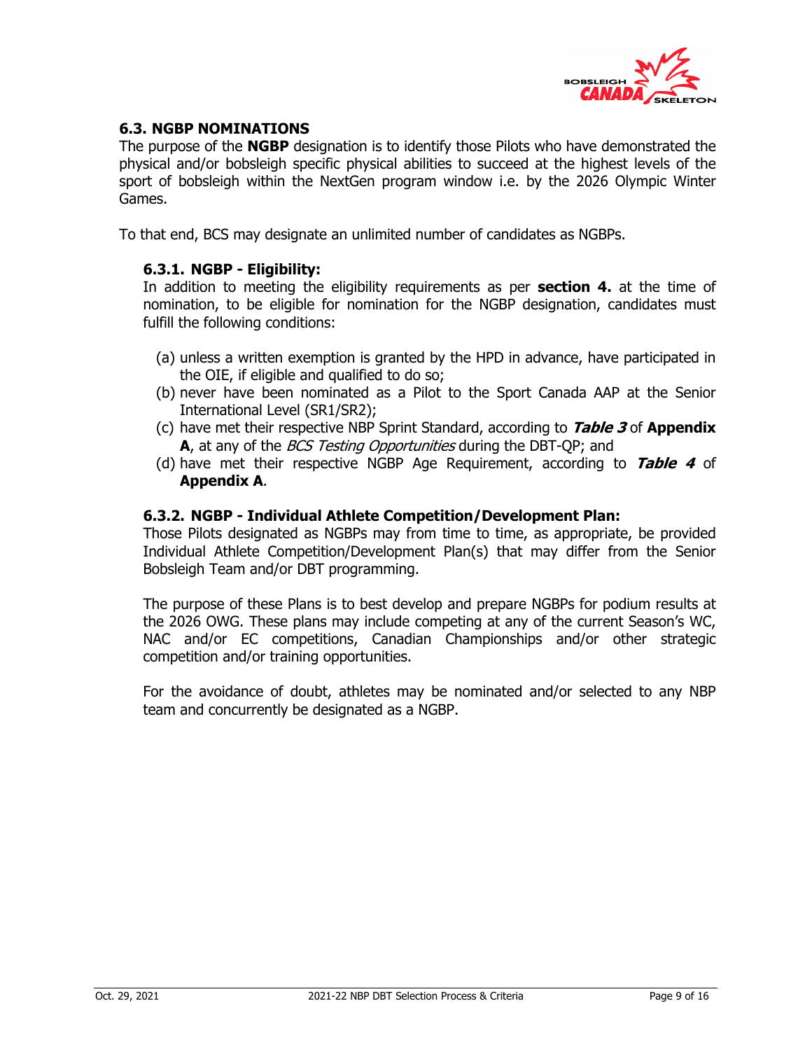### 6.3. NGBP NOMINATIONS

The purpose of the **NGBP** designation is to identify those Pilots who have demonstrated the physical and/or bobsleigh specific physical abilities to succeed at the highest levels of the sport of bobsleigh within the NextGen program window i.e. by the 2026 Olympic Winter Games.

To that end, BCS may designate an unlimited number of candidates as NGBPs.

#### 6.3.1. NGBP - Eligibility:

In addition to meeting the eligibility requirements as per **section 4.** at the time of nomination, to be eligible for nomination for the NGBP designation, candidates must fulfill the following conditions:

(a) unless a written exemption is granted by the HPD in advance, have participated in the OIE, if eligible and qualified to do so;
(b) never have been nominated as a Pilot to the Sport Canada AAP at the Senior International Level (SR1/SR2);
(c) have met their respective NBP Sprint Standard, according to ***Table 3*** of **Appendix A**, at any of the *BCS Testing Opportunities* during the DBT-QP; and
(d) have met their respective NGBP Age Requirement, according to ***Table 4*** of **Appendix A**.

#### 6.3.2. NGBP - Individual Athlete Competition/Development Plan:

Those Pilots designated as NGBPs may from time to time, as appropriate, be provided Individual Athlete Competition/Development Plan(s) that may differ from the Senior Bobsleigh Team and/or DBT programming.

The purpose of these Plans is to best develop and prepare NGBPs for podium results at the 2026 OWG. These plans may include competing at any of the current Season's WC, NAC and/or EC competitions, Canadian Championships and/or other strategic competition and/or training opportunities.

For the avoidance of doubt, athletes may be nominated and/or selected to any NBP team and concurrently be designated as a NGBP.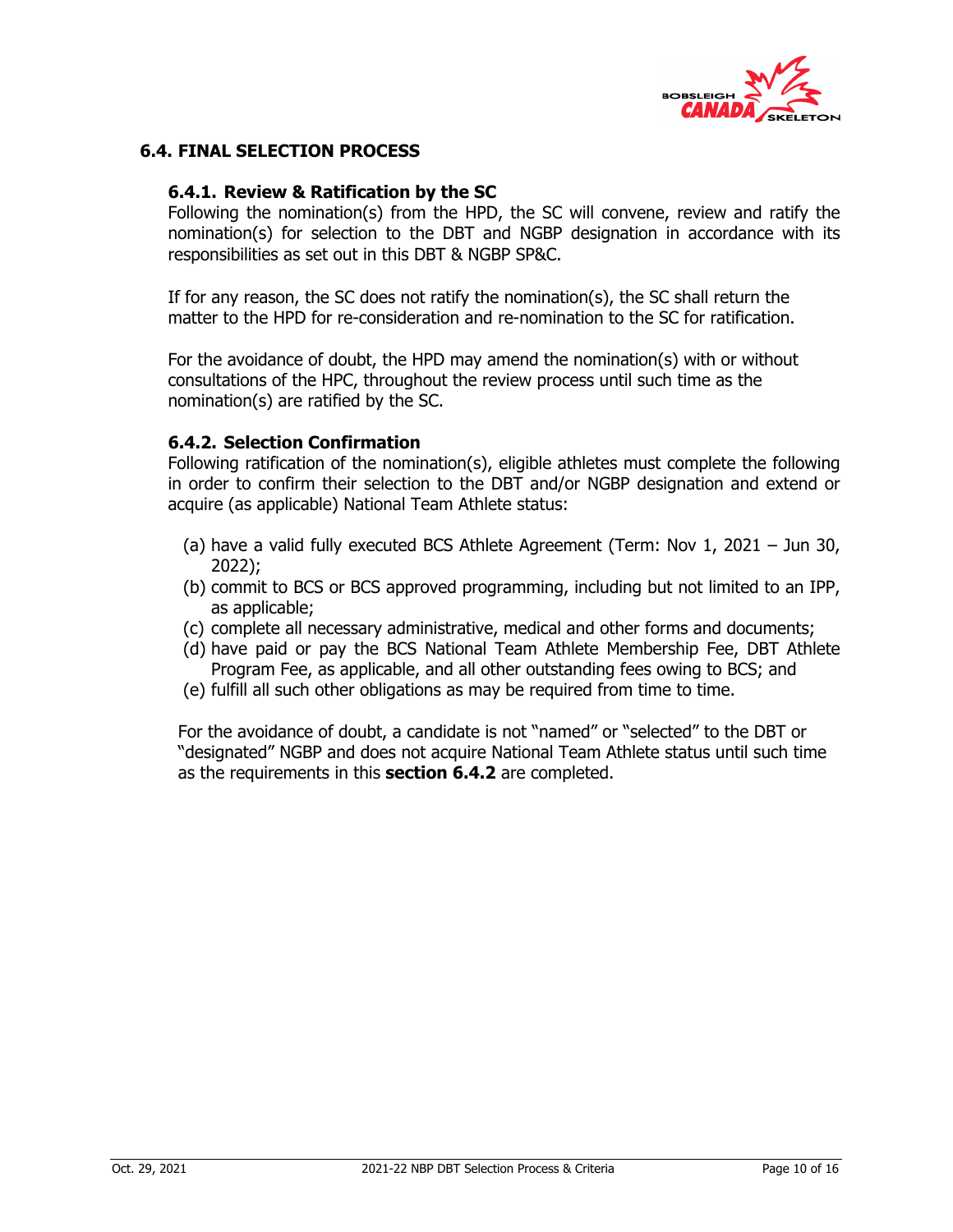### 6.4. FINAL SELECTION PROCESS

#### 6.4.1. Review & Ratification by the SC

Following the nomination(s) from the HPD, the SC will convene, review and ratify the nomination(s) for selection to the DBT and NGBP designation in accordance with its responsibilities as set out in this DBT & NGBP SP&C.

If for any reason, the SC does not ratify the nomination(s), the SC shall return the matter to the HPD for re-consideration and re-nomination to the SC for ratification.

For the avoidance of doubt, the HPD may amend the nomination(s) with or without consultations of the HPC, throughout the review process until such time as the nomination(s) are ratified by the SC.

#### 6.4.2. Selection Confirmation

Following ratification of the nomination(s), eligible athletes must complete the following in order to confirm their selection to the DBT and/or NGBP designation and extend or acquire (as applicable) National Team Athlete status:

(a) have a valid fully executed BCS Athlete Agreement (Term: Nov 1, 2021 – Jun 30, 2022);
(b) commit to BCS or BCS approved programming, including but not limited to an IPP, as applicable;
(c) complete all necessary administrative, medical and other forms and documents;
(d) have paid or pay the BCS National Team Athlete Membership Fee, DBT Athlete Program Fee, as applicable, and all other outstanding fees owing to BCS; and
(e) fulfill all such other obligations as may be required from time to time.

For the avoidance of doubt, a candidate is not "named" or "selected" to the DBT or "designated" NGBP and does not acquire National Team Athlete status until such time as the requirements in this **section 6.4.2** are completed.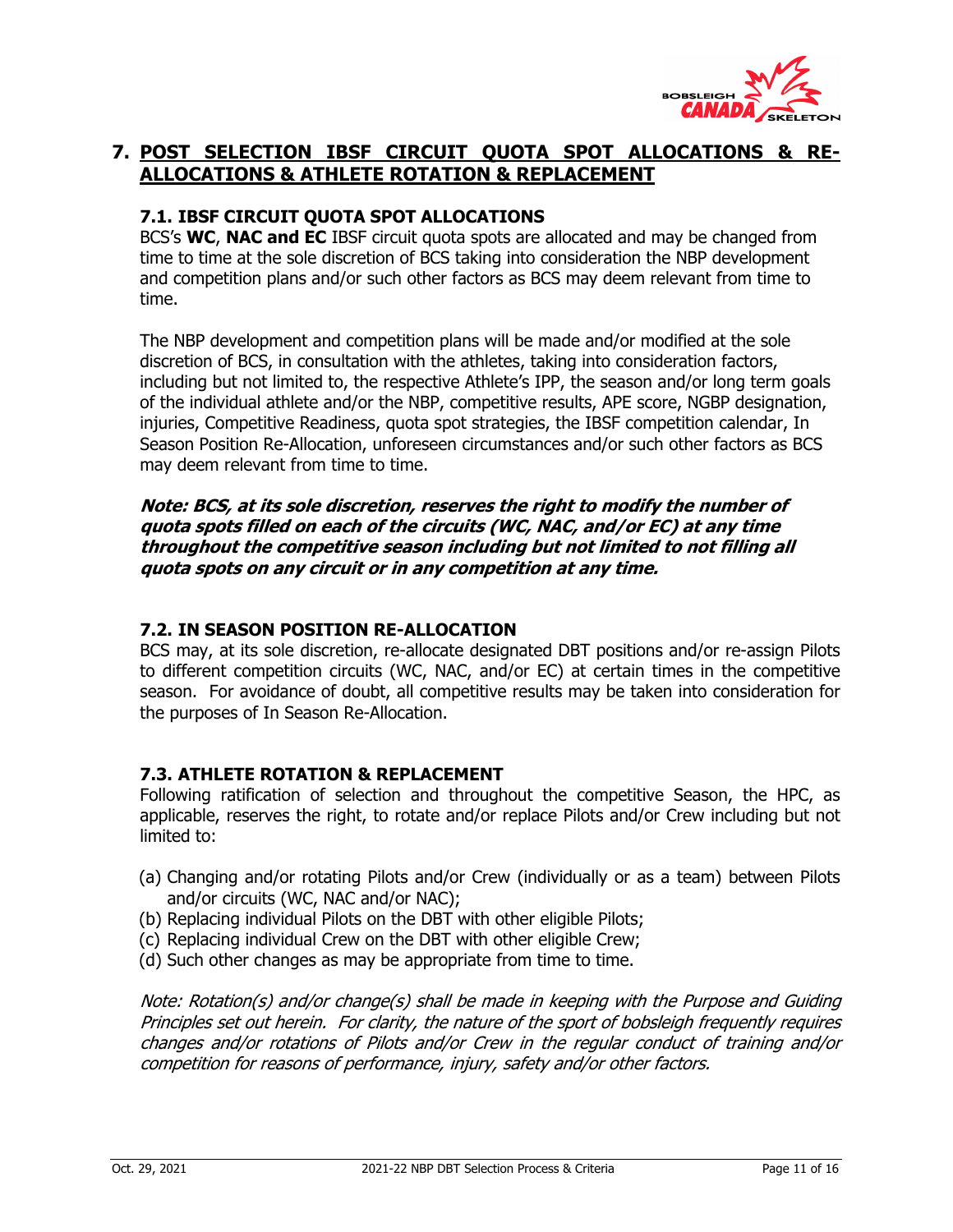## 7. POST SELECTION IBSF CIRCUIT QUOTA SPOT ALLOCATIONS & RE-ALLOCATIONS & ATHLETE ROTATION & REPLACEMENT

### 7.1. IBSF CIRCUIT QUOTA SPOT ALLOCATIONS

BCS's **WC**, **NAC and EC** IBSF circuit quota spots are allocated and may be changed from time to time at the sole discretion of BCS taking into consideration the NBP development and competition plans and/or such other factors as BCS may deem relevant from time to time.

The NBP development and competition plans will be made and/or modified at the sole discretion of BCS, in consultation with the athletes, taking into consideration factors, including but not limited to, the respective Athlete's IPP, the season and/or long term goals of the individual athlete and/or the NBP, competitive results, APE score, NGBP designation, injuries, Competitive Readiness, quota spot strategies, the IBSF competition calendar, In Season Position Re-Allocation, unforeseen circumstances and/or such other factors as BCS may deem relevant from time to time.

***Note: BCS, at its sole discretion, reserves the right to modify the number of quota spots filled on each of the circuits (WC, NAC, and/or EC) at any time throughout the competitive season including but not limited to not filling all quota spots on any circuit or in any competition at any time.***

### 7.2. IN SEASON POSITION RE-ALLOCATION

BCS may, at its sole discretion, re-allocate designated DBT positions and/or re-assign Pilots to different competition circuits (WC, NAC, and/or EC) at certain times in the competitive season. For avoidance of doubt, all competitive results may be taken into consideration for the purposes of In Season Re-Allocation.

### 7.3. ATHLETE ROTATION & REPLACEMENT

Following ratification of selection and throughout the competitive Season, the HPC, as applicable, reserves the right, to rotate and/or replace Pilots and/or Crew including but not limited to:

(a) Changing and/or rotating Pilots and/or Crew (individually or as a team) between Pilots and/or circuits (WC, NAC and/or NAC);
(b) Replacing individual Pilots on the DBT with other eligible Pilots;
(c) Replacing individual Crew on the DBT with other eligible Crew;
(d) Such other changes as may be appropriate from time to time.

*Note: Rotation(s) and/or change(s) shall be made in keeping with the Purpose and Guiding Principles set out herein. For clarity, the nature of the sport of bobsleigh frequently requires changes and/or rotations of Pilots and/or Crew in the regular conduct of training and/or competition for reasons of performance, injury, safety and/or other factors.*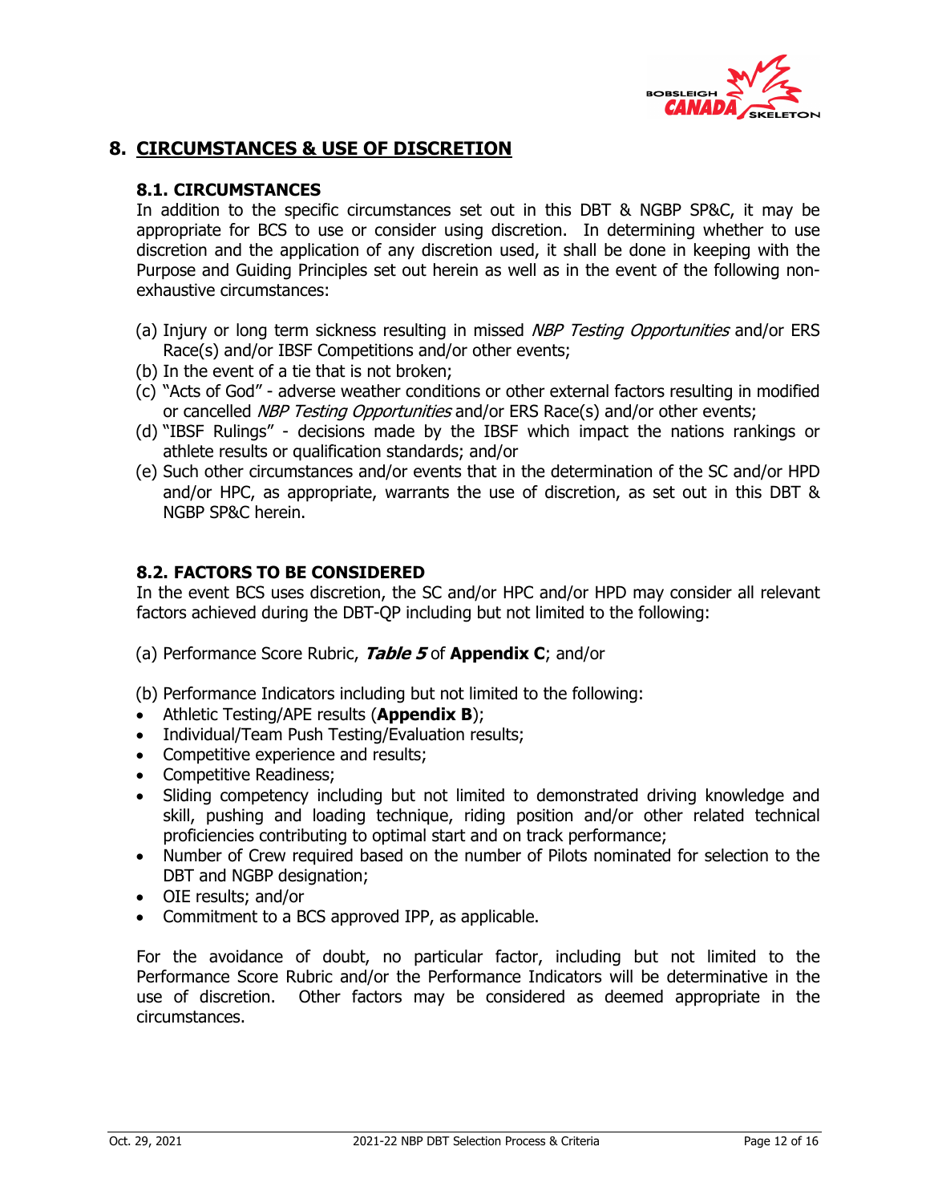## 8. CIRCUMSTANCES & USE OF DISCRETION

### 8.1. CIRCUMSTANCES

In addition to the specific circumstances set out in this DBT & NGBP SP&C, it may be appropriate for BCS to use or consider using discretion. In determining whether to use discretion and the application of any discretion used, it shall be done in keeping with the Purpose and Guiding Principles set out herein as well as in the event of the following non-exhaustive circumstances:

(a) Injury or long term sickness resulting in missed *NBP Testing Opportunities* and/or ERS Race(s) and/or IBSF Competitions and/or other events;
(b) In the event of a tie that is not broken;
(c) "Acts of God" - adverse weather conditions or other external factors resulting in modified or cancelled *NBP Testing Opportunities* and/or ERS Race(s) and/or other events;
(d) "IBSF Rulings" - decisions made by the IBSF which impact the nations rankings or athlete results or qualification standards; and/or
(e) Such other circumstances and/or events that in the determination of the SC and/or HPD and/or HPC, as appropriate, warrants the use of discretion, as set out in this DBT & NGBP SP&C herein.

### 8.2. FACTORS TO BE CONSIDERED

In the event BCS uses discretion, the SC and/or HPC and/or HPD may consider all relevant factors achieved during the DBT-QP including but not limited to the following:

(a) Performance Score Rubric, ***Table 5*** of **Appendix C**; and/or

(b) Performance Indicators including but not limited to the following:

- Athletic Testing/APE results (**Appendix B**);
- Individual/Team Push Testing/Evaluation results;
- Competitive experience and results;
- Competitive Readiness;
- Sliding competency including but not limited to demonstrated driving knowledge and skill, pushing and loading technique, riding position and/or other related technical proficiencies contributing to optimal start and on track performance;
- Number of Crew required based on the number of Pilots nominated for selection to the DBT and NGBP designation;
- OIE results; and/or
- Commitment to a BCS approved IPP, as applicable.

For the avoidance of doubt, no particular factor, including but not limited to the Performance Score Rubric and/or the Performance Indicators will be determinative in the use of discretion. Other factors may be considered as deemed appropriate in the circumstances.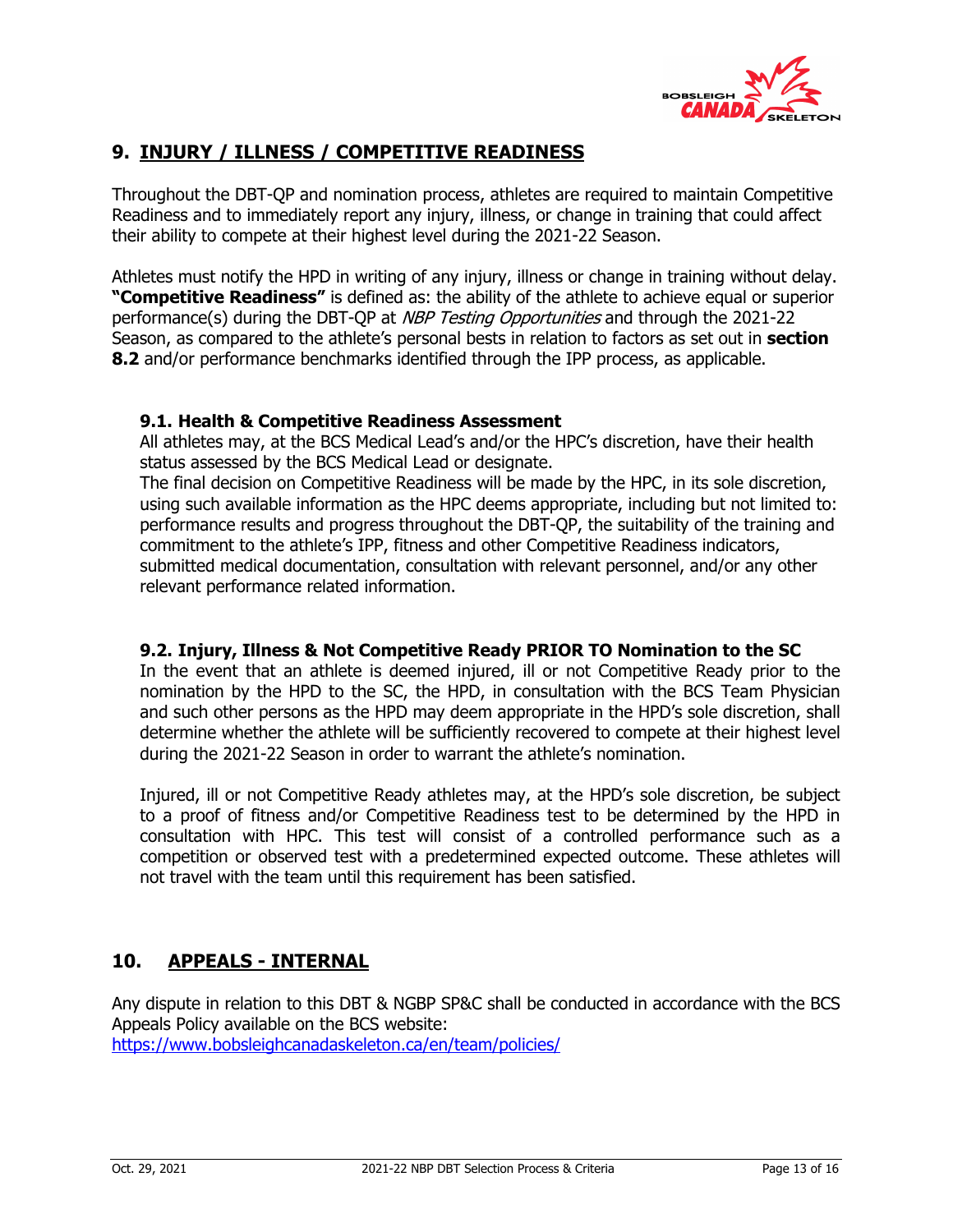## 9. INJURY / ILLNESS / COMPETITIVE READINESS

Throughout the DBT-QP and nomination process, athletes are required to maintain Competitive Readiness and to immediately report any injury, illness, or change in training that could affect their ability to compete at their highest level during the 2021-22 Season.

Athletes must notify the HPD in writing of any injury, illness or change in training without delay. **"Competitive Readiness"** is defined as: the ability of the athlete to achieve equal or superior performance(s) during the DBT-QP at *NBP Testing Opportunities* and through the 2021-22 Season, as compared to the athlete's personal bests in relation to factors as set out in **section 8.2** and/or performance benchmarks identified through the IPP process, as applicable.

### 9.1. Health & Competitive Readiness Assessment

All athletes may, at the BCS Medical Lead's and/or the HPC's discretion, have their health status assessed by the BCS Medical Lead or designate.

The final decision on Competitive Readiness will be made by the HPC, in its sole discretion, using such available information as the HPC deems appropriate, including but not limited to: performance results and progress throughout the DBT-QP, the suitability of the training and commitment to the athlete's IPP, fitness and other Competitive Readiness indicators, submitted medical documentation, consultation with relevant personnel, and/or any other relevant performance related information.

### 9.2. Injury, Illness & Not Competitive Ready PRIOR TO Nomination to the SC

In the event that an athlete is deemed injured, ill or not Competitive Ready prior to the nomination by the HPD to the SC, the HPD, in consultation with the BCS Team Physician and such other persons as the HPD may deem appropriate in the HPD's sole discretion, shall determine whether the athlete will be sufficiently recovered to compete at their highest level during the 2021-22 Season in order to warrant the athlete's nomination.

Injured, ill or not Competitive Ready athletes may, at the HPD's sole discretion, be subject to a proof of fitness and/or Competitive Readiness test to be determined by the HPD in consultation with HPC. This test will consist of a controlled performance such as a competition or observed test with a predetermined expected outcome. These athletes will not travel with the team until this requirement has been satisfied.

## 10. APPEALS - INTERNAL

Any dispute in relation to this DBT & NGBP SP&C shall be conducted in accordance with the BCS Appeals Policy available on the BCS website:
https://www.bobsleighcanadaskeleton.ca/en/team/policies/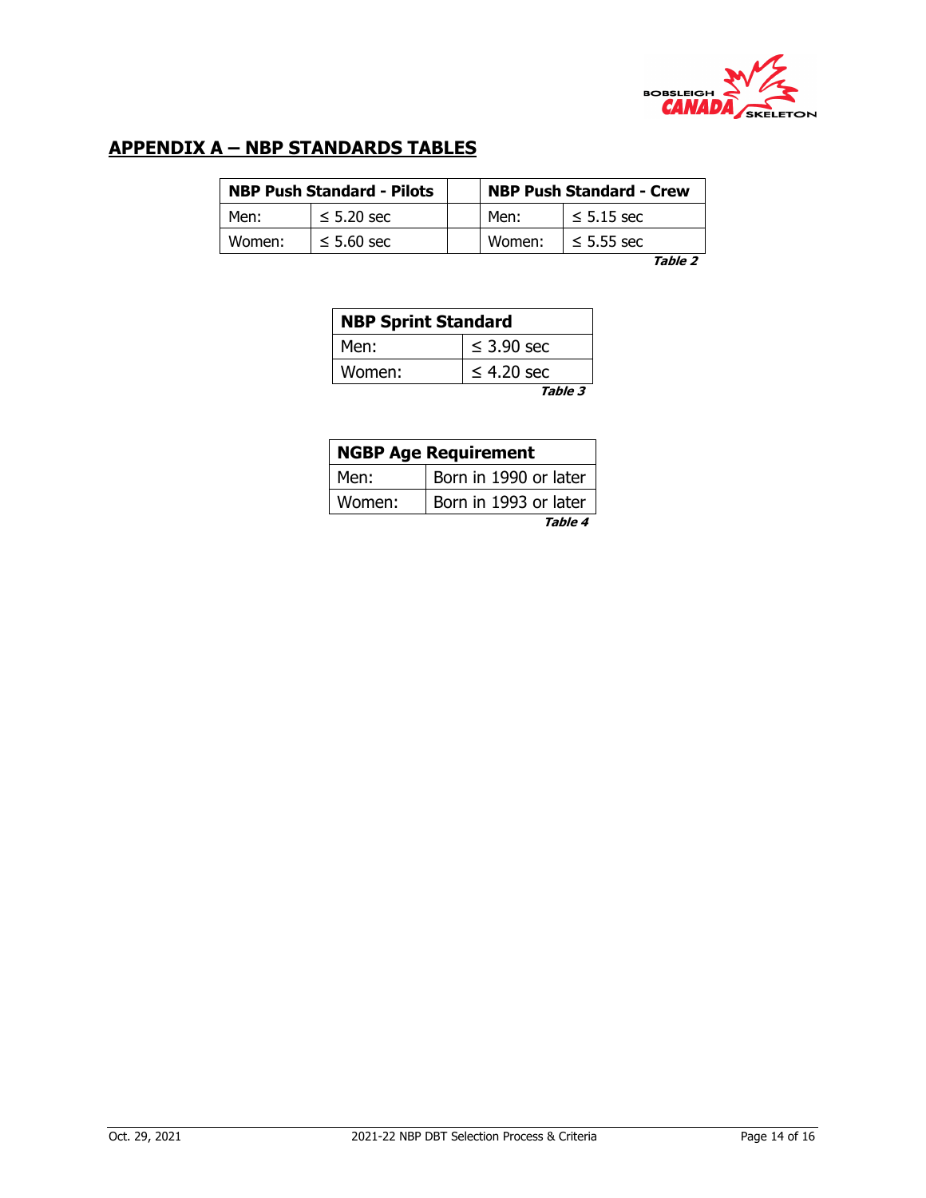## APPENDIX A – NBP STANDARDS TABLES

| NBP Push Standard - Pilots | | | NBP Push Standard - Crew | |
|---|---|---|---|---|
| Men: | ≤ 5.20 sec | | Men: | ≤ 5.15 sec |
| Women: | ≤ 5.60 sec | | Women: | ≤ 5.55 sec |

***Table 2***

| NBP Sprint Standard | |
|---|---|
| Men: | ≤ 3.90 sec |
| Women: | ≤ 4.20 sec |

***Table 3***

| NGBP Age Requirement | |
|---|---|
| Men: | Born in 1990 or later |
| Women: | Born in 1993 or later |

***Table 4***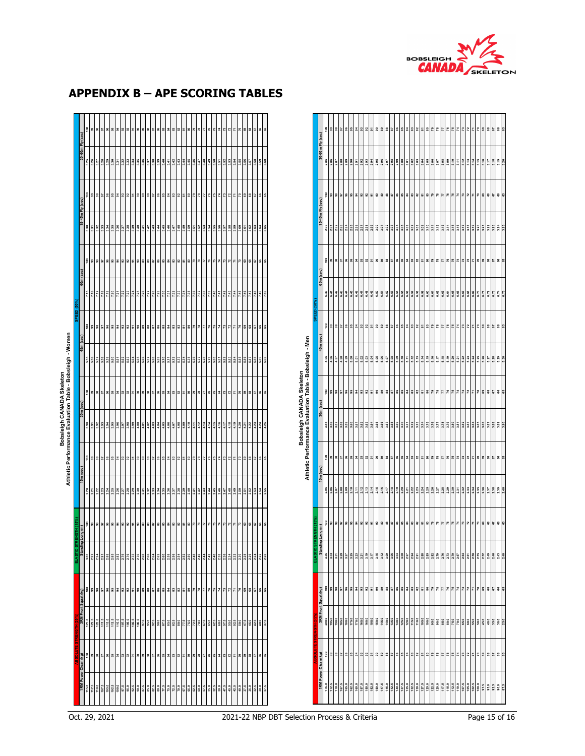# APPENDIX B – APE SCORING TABLES

## Bobsleigh CANADA Skeleton
## Athletic Performance Evaluation Table - Bobsleigh - Women

| ABSOLUTE STRENGTH (35%) | | | | ELASTIC STRENGTH (15%) | | SPEED (50%) | | | | | | | | | | | |
|---|---|---|---|---|---|---|---|---|---|---|---|---|---|---|---|---|---|
| 1RM Power Clean (kg) | | 3RM Front Squat (kg) | | Standing Long (m) | | 15m (sec) | | 30m (sec) | | 45m (sec) | | 60m (sec) | | 15-45m Fly (sec) | | 30-60m Fly (sec) | |
| 115.0 | 100 | 125.0 | 100 | 3.00 | 100 | 2.20 | 100 | 3.90 | 100 | 5.55 | 100 | 7.15 | 100 | 3.30 | 100 | 3.25 | 100 |
| 112.5 | 99 | 122.5 | 99 | 2.97 | 99 | 2.21 | 99 | 3.91 | 99 | 5.56 | 99 | 7.16 | 99 | 3.31 | 99 | 3.26 | 99 |
| 110.0 | 98 | 120.0 | 98 | 2.94 | 98 | 2.22 | 98 | 3.92 | 98 | 5.57 | 98 | 7.17 | 98 | 3.32 | 98 | 3.27 | 98 |
| 107.5 | 97 | 117.5 | 97 | 2.91 | 97 | 2.23 | 97 | 3.93 | 97 | 5.58 | 97 | 7.18 | 97 | 3.33 | 97 | 3.28 | 97 |
| 105.0 | 96 | 115.0 | 96 | 2.88 | 96 | 2.24 | 96 | 3.94 | 96 | 5.59 | 96 | 7.19 | 96 | 3.34 | 96 | 3.29 | 96 |
| 102.5 | 95 | 112.5 | 95 | 2.85 | 95 | 2.25 | 95 | 3.95 | 95 | 5.60 | 95 | 7.20 | 95 | 3.35 | 95 | 3.30 | 95 |
| 100.0 | 94 | 110.0 | 94 | 2.82 | 94 | 2.26 | 94 | 3.96 | 94 | 5.61 | 94 | 7.21 | 94 | 3.36 | 94 | 3.31 | 94 |
| 97.5 | 93 | 107.5 | 93 | 2.79 | 93 | 2.27 | 93 | 3.97 | 93 | 5.62 | 93 | 7.22 | 93 | 3.37 | 93 | 3.32 | 93 |
| 95.0 | 92 | 105.0 | 92 | 2.76 | 92 | 2.28 | 92 | 3.98 | 92 | 5.63 | 92 | 7.23 | 92 | 3.38 | 92 | 3.33 | 92 |
| 92.5 | 91 | 102.5 | 91 | 2.73 | 91 | 2.29 | 91 | 3.99 | 91 | 5.64 | 91 | 7.24 | 91 | 3.39 | 91 | 3.34 | 91 |
| 90.0 | 90 | 100.0 | 90 | 2.70 | 90 | 2.30 | 90 | 4.00 | 90 | 5.65 | 90 | 7.25 | 90 | 3.40 | 90 | 3.35 | 90 |
| 87.5 | 89 | 97.5 | 89 | 2.68 | 89 | 2.31 | 89 | 4.01 | 89 | 5.66 | 89 | 7.26 | 89 | 3.41 | 89 | 3.36 | 89 |
| 85.0 | 88 | 95.0 | 88 | 2.66 | 88 | 2.32 | 88 | 4.02 | 88 | 5.67 | 88 | 7.27 | 88 | 3.42 | 88 | 3.37 | 88 |
| 82.5 | 87 | 92.5 | 87 | 2.64 | 87 | 2.33 | 87 | 4.03 | 87 | 5.68 | 87 | 7.28 | 87 | 3.43 | 87 | 3.38 | 87 |
| 80.0 | 86 | 90.0 | 86 | 2.62 | 86 | 2.34 | 86 | 4.04 | 86 | 5.69 | 86 | 7.29 | 86 | 3.44 | 86 | 3.39 | 86 |
| 77.5 | 85 | 87.5 | 85 | 2.60 | 85 | 2.35 | 85 | 4.05 | 85 | 5.70 | 85 | 7.30 | 85 | 3.45 | 85 | 3.40 | 85 |
| 75.0 | 84 | 85.0 | 84 | 2.58 | 84 | 2.36 | 84 | 4.06 | 84 | 5.71 | 84 | 7.31 | 84 | 3.46 | 84 | 3.41 | 84 |
| 72.5 | 83 | 82.5 | 83 | 2.56 | 83 | 2.37 | 83 | 4.07 | 83 | 5.72 | 83 | 7.32 | 83 | 3.47 | 83 | 3.42 | 83 |
| 70.0 | 82 | 80.0 | 82 | 2.54 | 82 | 2.38 | 82 | 4.08 | 82 | 5.73 | 82 | 7.33 | 82 | 3.48 | 82 | 3.43 | 82 |
| 67.5 | 81 | 77.5 | 81 | 2.52 | 81 | 2.39 | 81 | 4.09 | 81 | 5.74 | 81 | 7.34 | 81 | 3.49 | 81 | 3.44 | 81 |
| 65.0 | 80 | 75.0 | 80 | 2.50 | 80 | 2.40 | 80 | 4.10 | 80 | 5.75 | 80 | 7.35 | 80 | 3.50 | 80 | 3.45 | 80 |
| 62.5 | 79 | 72.5 | 79 | 2.48 | 79 | 2.41 | 79 | 4.11 | 79 | 5.76 | 79 | 7.36 | 79 | 3.51 | 79 | 3.46 | 79 |
| 60.0 | 78 | 70.0 | 78 | 2.46 | 78 | 2.42 | 78 | 4.12 | 78 | 5.77 | 78 | 7.37 | 78 | 3.52 | 78 | 3.47 | 78 |
| 57.5 | 77 | 67.5 | 77 | 2.44 | 77 | 2.43 | 77 | 4.13 | 77 | 5.78 | 77 | 7.38 | 77 | 3.53 | 77 | 3.48 | 77 |
| 55.0 | 76 | 65.0 | 76 | 2.42 | 76 | 2.44 | 76 | 4.14 | 76 | 5.79 | 76 | 7.39 | 76 | 3.54 | 76 | 3.49 | 76 |
| 52.5 | 75 | 62.5 | 75 | 2.40 | 75 | 2.45 | 75 | 4.15 | 75 | 5.80 | 75 | 7.40 | 75 | 3.55 | 75 | 3.50 | 75 |
| 50.0 | 74 | 60.0 | 74 | 2.38 | 74 | 2.46 | 74 | 4.16 | 74 | 5.81 | 74 | 7.41 | 74 | 3.56 | 74 | 3.51 | 74 |
| 47.5 | 73 | 57.5 | 73 | 2.36 | 73 | 2.47 | 73 | 4.17 | 73 | 5.82 | 73 | 7.42 | 73 | 3.57 | 73 | 3.52 | 73 |
| 45.0 | 72 | 55.0 | 72 | 2.34 | 72 | 2.48 | 72 | 4.18 | 72 | 5.83 | 72 | 7.43 | 72 | 3.58 | 72 | 3.53 | 72 |
| 42.5 | 71 | 52.5 | 71 | 2.32 | 71 | 2.49 | 71 | 4.19 | 71 | 5.84 | 71 | 7.44 | 71 | 3.59 | 71 | 3.54 | 71 |
| 40.0 | 70 | 50.0 | 70 | 2.30 | 70 | 2.50 | 70 | 4.20 | 70 | 5.85 | 70 | 7.45 | 70 | 3.60 | 70 | 3.55 | 70 |
| 37.5 | 69 | 47.5 | 69 | 2.28 | 69 | 2.51 | 69 | 4.21 | 69 | 5.86 | 69 | 7.46 | 69 | 3.61 | 69 | 3.56 | 69 |
| 35.0 | 68 | 45.0 | 68 | 2.26 | 68 | 2.52 | 68 | 4.22 | 68 | 5.87 | 68 | 7.47 | 68 | 3.62 | 68 | 3.57 | 68 |
| 32.5 | 67 | 42.5 | 67 | 2.24 | 67 | 2.53 | 67 | 4.23 | 67 | 5.88 | 67 | 7.48 | 67 | 3.63 | 67 | 3.58 | 67 |
| 30.0 | 66 | 40.0 | 66 | 2.22 | 66 | 2.54 | 66 | 4.24 | 66 | 5.89 | 66 | 7.49 | 66 | 3.64 | 66 | 3.59 | 66 |
| 27.5 | 65 | 37.5 | 65 | 2.20 | 65 | 2.55 | 65 | 4.25 | 65 | 5.90 | 65 | 7.50 | 65 | 3.65 | 65 | 3.60 | 65 |

## Bobsleigh CANADA Skeleton
## Athletic Performance Evaluation Table - Bobsleigh - Men

| ABSOLUTE STRENGTH (35%) | | | | ELASTIC STRENGTH (15%) | | SPEED (50%) | | | | | | | | | | | |
|---|---|---|---|---|---|---|---|---|---|---|---|---|---|---|---|---|---|
| 1RM Power Clean (kg) | | 3RM Front Squat (kg) | | Standing Long (m) | | 15m (sec) | | 30m (sec) | | 45m (sec) | | 60m (sec) | | 15-45m Fly (sec) | | 30-60m Fly (sec) | |
| 175.0 | 100 | 200.0 | 100 | 3.35 | 100 | 2.05 | 100 | 3.55 | 100 | 4.95 | 100 | 6.40 | 100 | 2.90 | 100 | 2.85 | 100 |
| 172.5 | 99 | 195.0 | 99 | 3.33 | 99 | 2.06 | 99 | 3.56 | 99 | 4.96 | 99 | 6.41 | 99 | 2.91 | 99 | 2.86 | 99 |
| 170.0 | 98 | 190.0 | 98 | 3.31 | 98 | 2.07 | 98 | 3.57 | 98 | 4.97 | 98 | 6.42 | 98 | 2.92 | 98 | 2.87 | 98 |
| 167.5 | 97 | 185.0 | 97 | 3.29 | 97 | 2.08 | 97 | 3.58 | 97 | 4.98 | 97 | 6.43 | 97 | 2.93 | 97 | 2.88 | 97 |
| 165.0 | 96 | 180.0 | 96 | 3.27 | 96 | 2.09 | 96 | 3.59 | 96 | 4.99 | 96 | 6.44 | 96 | 2.94 | 96 | 2.89 | 96 |
| 162.5 | 95 | 175.0 | 95 | 3.25 | 95 | 2.10 | 95 | 3.60 | 95 | 5.00 | 95 | 6.45 | 95 | 2.95 | 95 | 2.90 | 95 |
| 160.0 | 94 | 170.0 | 94 | 3.23 | 94 | 2.11 | 94 | 3.61 | 94 | 5.01 | 94 | 6.46 | 94 | 2.96 | 94 | 2.91 | 94 |
| 157.5 | 93 | 165.0 | 93 | 3.21 | 93 | 2.12 | 93 | 3.62 | 93 | 5.02 | 93 | 6.47 | 93 | 2.97 | 93 | 2.92 | 93 |
| 155.0 | 92 | 160.0 | 92 | 3.19 | 92 | 2.13 | 92 | 3.63 | 92 | 5.03 | 92 | 6.48 | 92 | 2.98 | 92 | 2.93 | 92 |
| 152.5 | 91 | 155.0 | 91 | 3.17 | 91 | 2.14 | 91 | 3.64 | 91 | 5.04 | 91 | 6.49 | 91 | 2.99 | 91 | 2.94 | 91 |
| 150.0 | 90 | 150.0 | 90 | 3.15 | 90 | 2.15 | 90 | 3.65 | 90 | 5.05 | 90 | 6.50 | 90 | 3.00 | 90 | 2.95 | 90 |
| 147.5 | 89 | 145.0 | 89 | 3.12 | 89 | 2.16 | 89 | 3.66 | 89 | 5.06 | 89 | 6.51 | 89 | 3.01 | 89 | 2.96 | 89 |
| 145.0 | 88 | 140.0 | 88 | 3.09 | 88 | 2.17 | 88 | 3.67 | 88 | 5.07 | 88 | 6.52 | 88 | 3.02 | 88 | 2.97 | 88 |
| 142.5 | 87 | 135.0 | 87 | 3.06 | 87 | 2.18 | 87 | 3.68 | 87 | 5.08 | 87 | 6.53 | 87 | 3.03 | 87 | 2.98 | 87 |
| 140.0 | 86 | 130.0 | 86 | 3.03 | 86 | 2.19 | 86 | 3.69 | 86 | 5.09 | 86 | 6.54 | 86 | 3.04 | 86 | 2.99 | 86 |
| 137.5 | 85 | 125.0 | 85 | 3.00 | 85 | 2.20 | 85 | 3.70 | 85 | 5.10 | 85 | 6.55 | 85 | 3.05 | 85 | 3.00 | 85 |
| 135.0 | 84 | 120.0 | 84 | 2.97 | 84 | 2.21 | 84 | 3.71 | 84 | 5.11 | 84 | 6.56 | 84 | 3.06 | 84 | 3.01 | 84 |
| 132.5 | 83 | 115.0 | 83 | 2.94 | 83 | 2.22 | 83 | 3.72 | 83 | 5.12 | 83 | 6.57 | 83 | 3.07 | 83 | 3.02 | 83 |
| 130.0 | 82 | 110.0 | 82 | 2.91 | 82 | 2.23 | 82 | 3.73 | 82 | 5.13 | 82 | 6.58 | 82 | 3.08 | 82 | 3.03 | 82 |
| 127.5 | 81 | 105.0 | 81 | 2.88 | 81 | 2.24 | 81 | 3.74 | 81 | 5.14 | 81 | 6.59 | 81 | 3.09 | 81 | 3.04 | 81 |
| 125.0 | 80 | 100.0 | 80 | 2.85 | 80 | 2.25 | 80 | 3.75 | 80 | 5.15 | 80 | 6.60 | 80 | 3.10 | 80 | 3.05 | 80 |
| 122.5 | 79 | 95.0 | 79 | 2.82 | 79 | 2.26 | 79 | 3.76 | 79 | 5.16 | 79 | 6.61 | 79 | 3.11 | 79 | 3.06 | 79 |
| 120.0 | 78 | 90.0 | 78 | 2.79 | 78 | 2.27 | 78 | 3.77 | 78 | 5.17 | 78 | 6.62 | 78 | 3.12 | 78 | 3.07 | 78 |
| 117.5 | 77 | 85.0 | 77 | 2.76 | 77 | 2.28 | 77 | 3.78 | 77 | 5.18 | 77 | 6.63 | 77 | 3.13 | 77 | 3.08 | 77 |
| 115.0 | 76 | 80.0 | 76 | 2.73 | 76 | 2.29 | 76 | 3.79 | 76 | 5.19 | 76 | 6.64 | 76 | 3.14 | 76 | 3.09 | 76 |
| 112.5 | 75 | 75.0 | 75 | 2.70 | 75 | 2.30 | 75 | 3.80 | 75 | 5.20 | 75 | 6.65 | 75 | 3.15 | 75 | 3.10 | 75 |
| 110.0 | 74 | 70.0 | 74 | 2.67 | 74 | 2.31 | 74 | 3.81 | 74 | 5.21 | 74 | 6.66 | 74 | 3.16 | 74 | 3.11 | 74 |
| 107.5 | 73 | 65.0 | 73 | 2.64 | 73 | 2.32 | 73 | 3.82 | 73 | 5.22 | 73 | 6.67 | 73 | 3.17 | 73 | 3.12 | 73 |
| 105.0 | 72 | 60.0 | 72 | 2.61 | 72 | 2.33 | 72 | 3.83 | 72 | 5.23 | 72 | 6.68 | 72 | 3.18 | 72 | 3.13 | 72 |
| 102.5 | 71 | 55.0 | 71 | 2.58 | 71 | 2.34 | 71 | 3.84 | 71 | 5.24 | 71 | 6.69 | 71 | 3.19 | 71 | 3.14 | 71 |
| 100.0 | 70 | 50.0 | 70 | 2.55 | 70 | 2.35 | 70 | 3.85 | 70 | 5.25 | 70 | 6.70 | 70 | 3.20 | 70 | 3.15 | 70 |
| 97.5 | 69 | 45.0 | 69 | 2.52 | 69 | 2.36 | 69 | 3.86 | 69 | 5.26 | 69 | 6.71 | 69 | 3.21 | 69 | 3.16 | 69 |
| 95.0 | 68 | 40.0 | 68 | 2.49 | 68 | 2.37 | 68 | 3.87 | 68 | 5.27 | 68 | 6.72 | 68 | 3.22 | 68 | 3.17 | 68 |
| 92.5 | 67 | 35.0 | 67 | 2.46 | 67 | 2.38 | 67 | 3.88 | 67 | 5.28 | 67 | 6.73 | 67 | 3.23 | 67 | 3.18 | 67 |
| 90.0 | 66 | 30.0 | 66 | 2.43 | 66 | 2.39 | 66 | 3.89 | 66 | 5.29 | 66 | 6.74 | 66 | 3.24 | 66 | 3.19 | 66 |
| 87.5 | 65 | 25.0 | 65 | 2.40 | 65 | 2.40 | 65 | 3.90 | 65 | 5.30 | 65 | 6.75 | 65 | 3.25 | 65 | 3.20 | 65 |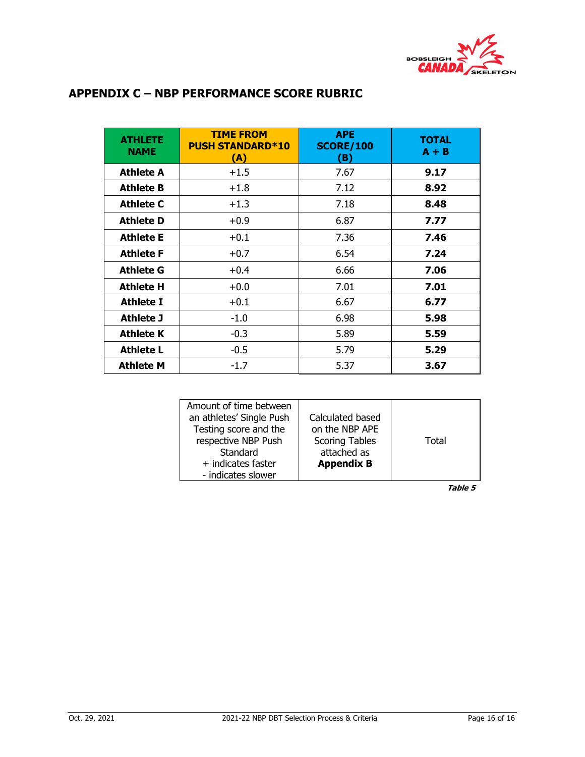## APPENDIX C – NBP PERFORMANCE SCORE RUBRIC

| ATHLETE NAME | TIME FROM PUSH STANDARD*10 (A) | APE SCORE/100 (B) | TOTAL A + B |
|---|---|---|---|
| **Athlete A** | +1.5 | 7.67 | **9.17** |
| **Athlete B** | +1.8 | 7.12 | **8.92** |
| **Athlete C** | +1.3 | 7.18 | **8.48** |
| **Athlete D** | +0.9 | 6.87 | **7.77** |
| **Athlete E** | +0.1 | 7.36 | **7.46** |
| **Athlete F** | +0.7 | 6.54 | **7.24** |
| **Athlete G** | +0.4 | 6.66 | **7.06** |
| **Athlete H** | +0.0 | 7.01 | **7.01** |
| **Athlete I** | +0.1 | 6.67 | **6.77** |
| **Athlete J** | -1.0 | 6.98 | **5.98** |
| **Athlete K** | -0.3 | 5.89 | **5.59** |
| **Athlete L** | -0.5 | 5.79 | **5.29** |
| **Athlete M** | -1.7 | 5.37 | **3.67** |

| | | |
|---|---|---|
| Amount of time between an athletes' Single Push Testing score and the respective NBP Push Standard<br>+ indicates faster<br>- indicates slower | Calculated based on the NBP APE Scoring Tables attached as **Appendix B** | Total |

***Table 5***